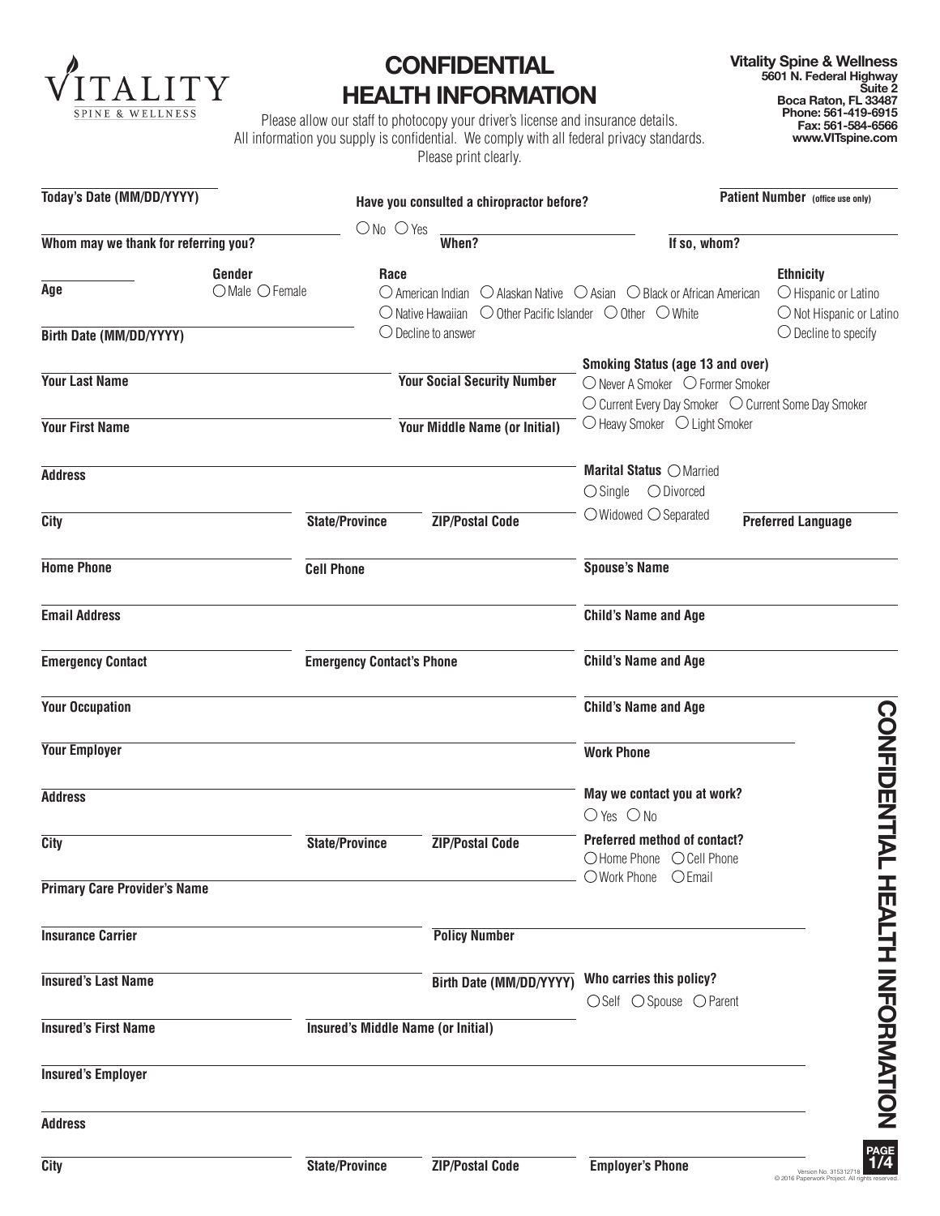VITALITY
SPINE & WELLNESS

# CONFIDENTIAL HEALTH INFORMATION

Please allow our staff to photocopy your driver's license and insurance details.
All information you supply is confidential. We comply with all federal privacy standards.
Please print clearly.

**Vitality Spine & Wellness**
**5601 N. Federal Highway**
**Suite 2**
**Boca Raton, FL 33487**
**Phone: 561-419-6915**
**Fax: 561-584-6566**
**www.VITspine.com**

**Today's Date (MM/DD/YYYY)** ____________

**Have you consulted a chiropractor before?** ○ No ○ Yes ____________ **When?** ____________ **If so, whom?**

**Patient Number** (office use only) ____________

**Whom may we thank for referring you?** ____________

**Age** ____________

**Gender** ○ Male ○ Female

**Race** ○ American Indian ○ Alaskan Native ○ Asian ○ Black or African American ○ Native Hawaiian ○ Other Pacific Islander ○ Other ○ White ○ Decline to answer

**Ethnicity** ○ Hispanic or Latino ○ Not Hispanic or Latino ○ Decline to specify

**Birth Date (MM/DD/YYYY)** ____________

**Your Last Name** ____________ **Your Social Security Number** ____________

**Your First Name** ____________ **Your Middle Name (or Initial)** ____________

**Smoking Status (age 13 and over)** ○ Never A Smoker ○ Former Smoker ○ Current Every Day Smoker ○ Current Some Day Smoker ○ Heavy Smoker ○ Light Smoker

**Address** ____________

**Marital Status** ○ Married ○ Single ○ Divorced ○ Widowed ○ Separated

**City** ____________ **State/Province** ____________ **ZIP/Postal Code** ____________

**Preferred Language** ____________

**Home Phone** ____________ **Cell Phone** ____________

**Spouse's Name** ____________

**Email Address** ____________

**Child's Name and Age** ____________

**Emergency Contact** ____________ **Emergency Contact's Phone** ____________

**Child's Name and Age** ____________

**Your Occupation** ____________

**Child's Name and Age** ____________

**Your Employer** ____________ **Work Phone** ____________

**Address** ____________

**May we contact you at work?** ○ Yes ○ No

**City** ____________ **State/Province** ____________ **ZIP/Postal Code** ____________

**Preferred method of contact?** ○ Home Phone ○ Cell Phone ○ Work Phone ○ Email

**Primary Care Provider's Name** ____________

**Insurance Carrier** ____________ **Policy Number** ____________

**Insured's Last Name** ____________ **Birth Date (MM/DD/YYYY)** ____________

**Who carries this policy?** ○ Self ○ Spouse ○ Parent

**Insured's First Name** ____________ **Insured's Middle Name (or Initial)** ____________

**Insured's Employer** ____________

**Address** ____________

**City** ____________ **State/Province** ____________ **ZIP/Postal Code** ____________ **Employer's Phone** ____________

CONFIDENTIAL HEALTH INFORMATION

Version No. 315312718
© 2016 Paperwork Project. All rights reserved.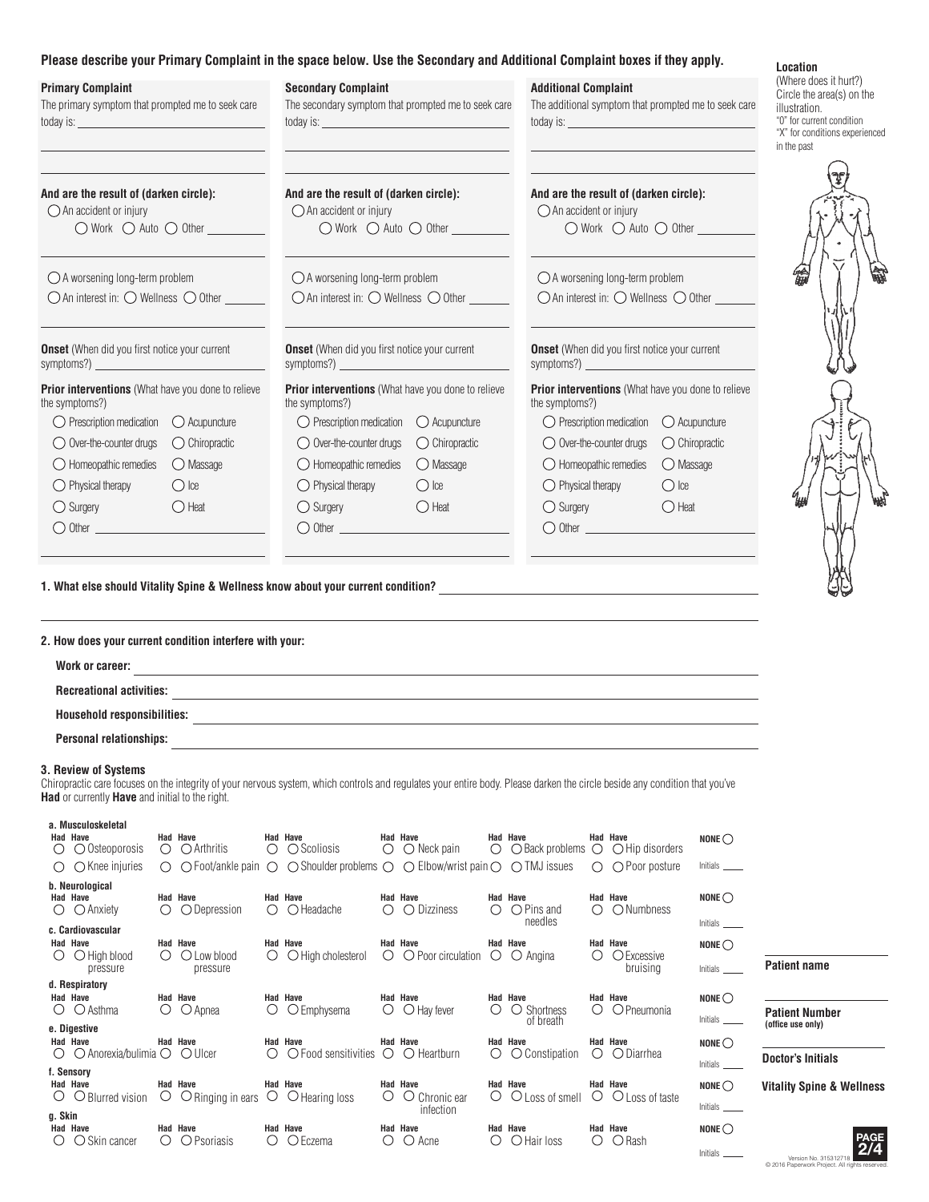**Please describe your Primary Complaint in the space below. Use the Secondary and Additional Complaint boxes if they apply.**

**Primary Complaint**

The primary symptom that prompted me to seek care today is: ______________________

**And are the result of (darken circle):**

○ An accident or injury
  ○ Work ○ Auto ○ Other ______

○ A worsening long-term problem

○ An interest in: ○ Wellness ○ Other ______

**Onset** (When did you first notice your current symptoms?) ______________________

**Prior interventions** (What have you done to relieve the symptoms?)

○ Prescription medication ○ Acupuncture
○ Over-the-counter drugs ○ Chiropractic
○ Homeopathic remedies ○ Massage
○ Physical therapy ○ Ice
○ Surgery ○ Heat
○ Other ______________________

**Secondary Complaint**

The secondary symptom that prompted me to seek care today is: ______________________

**And are the result of (darken circle):**

○ An accident or injury
  ○ Work ○ Auto ○ Other ______

○ A worsening long-term problem

○ An interest in: ○ Wellness ○ Other ______

**Onset** (When did you first notice your current symptoms?) ______________________

**Prior interventions** (What have you done to relieve the symptoms?)

○ Prescription medication ○ Acupuncture
○ Over-the-counter drugs ○ Chiropractic
○ Homeopathic remedies ○ Massage
○ Physical therapy ○ Ice
○ Surgery ○ Heat
○ Other ______________________

**Additional Complaint**

The additional symptom that prompted me to seek care today is: ______________________

**And are the result of (darken circle):**

○ An accident or injury
  ○ Work ○ Auto ○ Other ______

○ A worsening long-term problem

○ An interest in: ○ Wellness ○ Other ______

**Onset** (When did you first notice your current symptoms?) ______________________

**Prior interventions** (What have you done to relieve the symptoms?)

○ Prescription medication ○ Acupuncture
○ Over-the-counter drugs ○ Chiropractic
○ Homeopathic remedies ○ Massage
○ Physical therapy ○ Ice
○ Surgery ○ Heat
○ Other ______________________

**Location**

(Where does it hurt?) Circle the area(s) on the illustration.
"O" for current condition
"X" for conditions experienced in the past

**1. What else should Vitality Spine & Wellness know about your current condition?** ______________________

**2. How does your current condition interfere with your:**

**Work or career:** ______________________

**Recreational activities:** ______________________

**Household responsibilities:** ______________________

**Personal relationships:** ______________________

**3. Review of Systems**

Chiropractic care focuses on the integrity of your nervous system, which controls and regulates your entire body. Please darken the circle beside any condition that you've **Had** or currently **Have** and initial to the right.

**a. Musculoskeletal** (Had / Have)

○ ○ Osteoporosis ○ ○ Arthritis ○ ○ Scoliosis ○ ○ Neck pain ○ ○ Back problems ○ ○ Hip disorders — NONE ○
○ ○ Knee injuries ○ ○ Foot/ankle pain ○ ○ Shoulder problems ○ ○ Elbow/wrist pain ○ ○ TMJ issues ○ ○ Poor posture — Initials ____

**b. Neurological** (Had / Have)

○ ○ Anxiety ○ ○ Depression ○ ○ Headache ○ ○ Dizziness ○ ○ Pins and needles ○ ○ Numbness — NONE ○ Initials ____

**c. Cardiovascular** (Had / Have)

○ ○ High blood pressure ○ ○ Low blood pressure ○ ○ High cholesterol ○ ○ Poor circulation ○ ○ Angina ○ ○ Excessive bruising — NONE ○ Initials ____

**d. Respiratory** (Had / Have)

○ ○ Asthma ○ ○ Apnea ○ ○ Emphysema ○ ○ Hay fever ○ ○ Shortness of breath ○ ○ Pneumonia — NONE ○ Initials ____

**e. Digestive** (Had / Have)

○ ○ Anorexia/bulimia ○ ○ Ulcer ○ ○ Food sensitivities ○ ○ Heartburn ○ ○ Constipation ○ ○ Diarrhea — NONE ○ Initials ____

**f. Sensory** (Had / Have)

○ ○ Blurred vision ○ ○ Ringing in ears ○ ○ Hearing loss ○ ○ Chronic ear infection ○ ○ Loss of smell ○ ○ Loss of taste — NONE ○ Initials ____

**g. Skin** (Had / Have)

○ ○ Skin cancer ○ ○ Psoriasis ○ ○ Eczema ○ ○ Acne ○ ○ Hair loss ○ ○ Rash — NONE ○ Initials ____

______________________
**Patient name**

______________________
**Patient Number**
**(office use only)**

______________________
**Doctor's Initials**

**Vitality Spine & Wellness**

Version No. 315312718
© 2016 Paperwork Project. All rights reserved.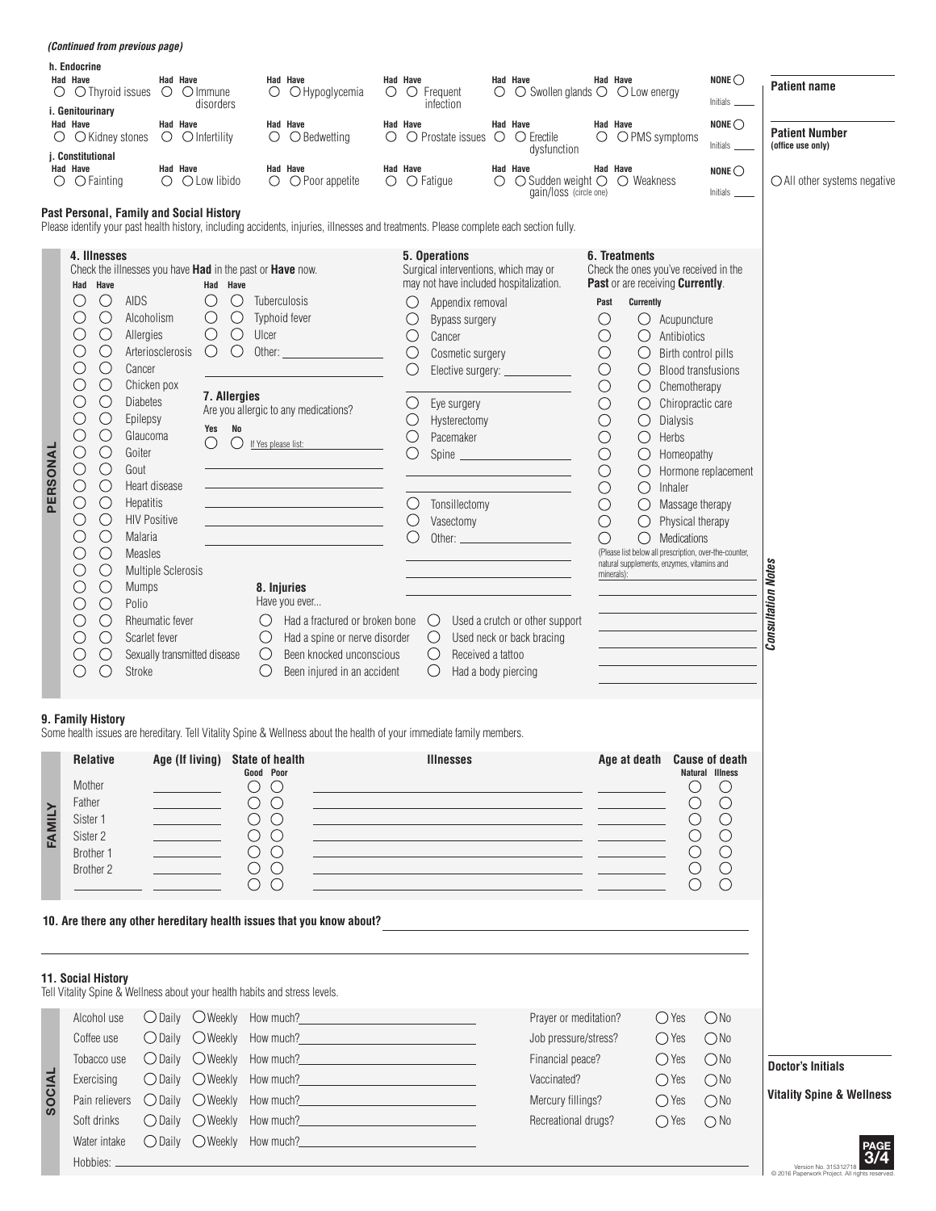*(Continued from previous page)*

**h. Endocrine**

| Had | Have | | Had | Have | | Had | Have | | Had | Have | | Had | Have | | Had | Have | | |
|---|---|---|---|---|---|---|---|---|---|---|---|---|---|---|---|---|---|---|
| ○ | ○ | Thyroid issues | ○ | ○ | Immune disorders | ○ | ○ | Hypoglycemia | ○ | ○ | Frequent infection | ○ | ○ | Swollen glands | ○ | ○ | Low energy | NONE ○ Initials ____ |

**i. Genitourinary**

| Had | Have | | Had | Have | | Had | Have | | Had | Have | | Had | Have | | Had | Have | | |
|---|---|---|---|---|---|---|---|---|---|---|---|---|---|---|---|---|---|---|
| ○ | ○ | Kidney stones | ○ | ○ | Infertility | ○ | ○ | Bedwetting | ○ | ○ | Prostate issues | ○ | ○ | Erectile dysfunction | ○ | ○ | PMS symptoms | NONE ○ Initials ____ |

**j. Constitutional**

| Had | Have | | Had | Have | | Had | Have | | Had | Have | | Had | Have | | Had | Have | | |
|---|---|---|---|---|---|---|---|---|---|---|---|---|---|---|---|---|---|---|
| ○ | ○ | Fainting | ○ | ○ | Low libido | ○ | ○ | Poor appetite | ○ | ○ | Fatigue | ○ | ○ | Sudden weight gain/loss (circle one) | ○ | ○ | Weakness | NONE ○ Initials ____ |

**Patient name** ______________________

**Patient Number (office use only)** ______________________

○ All other systems negative

## Past Personal, Family and Social History

Please identify your past health history, including accidents, injuries, illnesses and treatments. Please complete each section fully.

## PERSONAL

### 4. Illnesses

Check the illnesses you have **Had** in the past or **Have** now.

| Had | Have | | Had | Have | |
|---|---|---|---|---|---|
| ○ | ○ | AIDS | ○ | ○ | Tuberculosis |
| ○ | ○ | Alcoholism | ○ | ○ | Typhoid fever |
| ○ | ○ | Allergies | ○ | ○ | Ulcer |
| ○ | ○ | Arteriosclerosis | ○ | ○ | Other: ______________ |
| ○ | ○ | Cancer | | | |
| ○ | ○ | Chicken pox | | | |
| ○ | ○ | Diabetes | | | |
| ○ | ○ | Epilepsy | | | |
| ○ | ○ | Glaucoma | | | |
| ○ | ○ | Goiter | | | |
| ○ | ○ | Gout | | | |
| ○ | ○ | Heart disease | | | |
| ○ | ○ | Hepatitis | | | |
| ○ | ○ | HIV Positive | | | |
| ○ | ○ | Malaria | | | |
| ○ | ○ | Measles | | | |
| ○ | ○ | Multiple Sclerosis | | | |
| ○ | ○ | Mumps | | | |
| ○ | ○ | Polio | | | |
| ○ | ○ | Rheumatic fever | | | |
| ○ | ○ | Scarlet fever | | | |
| ○ | ○ | Sexually transmitted disease | | | |
| ○ | ○ | Stroke | | | |

### 7. Allergies

Are you allergic to any medications?

Yes ○ No ○ If Yes please list: ______________________

______________________

______________________

______________________

______________________

______________________

### 8. Injuries

Have you ever...

- ○ Had a fractured or broken bone
- ○ Had a spine or nerve disorder
- ○ Been knocked unconscious
- ○ Been injured in an accident
- ○ Used a crutch or other support
- ○ Used neck or back bracing
- ○ Received a tattoo
- ○ Had a body piercing

### 5. Operations

Surgical interventions, which may or may not have included hospitalization.

- ○ Appendix removal
- ○ Bypass surgery
- ○ Cancer
- ○ Cosmetic surgery
- ○ Elective surgery: ______________
- ○ Eye surgery
- ○ Hysterectomy
- ○ Pacemaker
- ○ Spine ______________
- ○ Tonsillectomy
- ○ Vasectomy
- ○ Other: ______________

### 6. Treatments

Check the ones you've received in the **Past** or are receiving **Currently**.

| Past | Currently | |
|---|---|---|
| ○ | ○ | Acupuncture |
| ○ | ○ | Antibiotics |
| ○ | ○ | Birth control pills |
| ○ | ○ | Blood transfusions |
| ○ | ○ | Chemotherapy |
| ○ | ○ | Chiropractic care |
| ○ | ○ | Dialysis |
| ○ | ○ | Herbs |
| ○ | ○ | Homeopathy |
| ○ | ○ | Hormone replacement |
| ○ | ○ | Inhaler |
| ○ | ○ | Massage therapy |
| ○ | ○ | Physical therapy |
| ○ | ○ | Medications |

(Please list below all prescription, over-the-counter, natural supplements, enzymes, vitamins and minerals): ______________________

*Consultation Notes*

## FAMILY

### 9. Family History

Some health issues are hereditary. Tell Vitality Spine & Wellness about the health of your immediate family members.

| Relative | Age (If living) | State of health: Good | State of health: Poor | Illnesses | Age at death | Cause of death: Natural | Cause of death: Illness |
|---|---|---|---|---|---|---|---|
| Mother | | ○ | ○ | | | ○ | ○ |
| Father | | ○ | ○ | | | ○ | ○ |
| Sister 1 | | ○ | ○ | | | ○ | ○ |
| Sister 2 | | ○ | ○ | | | ○ | ○ |
| Brother 1 | | ○ | ○ | | | ○ | ○ |
| Brother 2 | | ○ | ○ | | | ○ | ○ |
| | | ○ | ○ | | | ○ | ○ |

### 10. Are there any other hereditary health issues that you know about?

______________________

## SOCIAL

### 11. Social History

Tell Vitality Spine & Wellness about your health habits and stress levels.

| | | | |
|---|---|---|---|
| Alcohol use | ○ Daily | ○ Weekly | How much? ______________ |
| Coffee use | ○ Daily | ○ Weekly | How much? ______________ |
| Tobacco use | ○ Daily | ○ Weekly | How much? ______________ |
| Exercising | ○ Daily | ○ Weekly | How much? ______________ |
| Pain relievers | ○ Daily | ○ Weekly | How much? ______________ |
| Soft drinks | ○ Daily | ○ Weekly | How much? ______________ |
| Water intake | ○ Daily | ○ Weekly | How much? ______________ |

| | | |
|---|---|---|
| Prayer or meditation? | ○ Yes | ○ No |
| Job pressure/stress? | ○ Yes | ○ No |
| Financial peace? | ○ Yes | ○ No |
| Vaccinated? | ○ Yes | ○ No |
| Mercury fillings? | ○ Yes | ○ No |
| Recreational drugs? | ○ Yes | ○ No |

Hobbies: ______________________

**Doctor's Initials** ______________

**Vitality Spine & Wellness**

Version No. 315312718
© 2016 Paperwork Project. All rights reserved.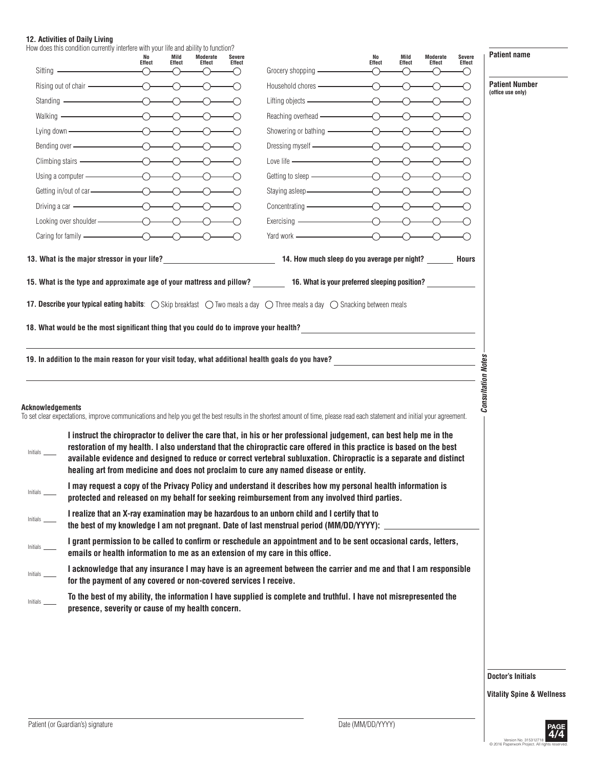### 12. Activities of Daily Living

How does this condition currently interfere with your life and ability to function?

| | No Effect | Mild Effect | Moderate Effect | Severe Effect |
|---|---|---|---|---|
| Sitting | ○ | ○ | ○ | ○ |
| Rising out of chair | ○ | ○ | ○ | ○ |
| Standing | ○ | ○ | ○ | ○ |
| Walking | ○ | ○ | ○ | ○ |
| Lying down | ○ | ○ | ○ | ○ |
| Bending over | ○ | ○ | ○ | ○ |
| Climbing stairs | ○ | ○ | ○ | ○ |
| Using a computer | ○ | ○ | ○ | ○ |
| Getting in/out of car | ○ | ○ | ○ | ○ |
| Driving a car | ○ | ○ | ○ | ○ |
| Looking over shoulder | ○ | ○ | ○ | ○ |
| Caring for family | ○ | ○ | ○ | ○ |

| | No Effect | Mild Effect | Moderate Effect | Severe Effect |
|---|---|---|---|---|
| Grocery shopping | ○ | ○ | ○ | ○ |
| Household chores | ○ | ○ | ○ | ○ |
| Lifting objects | ○ | ○ | ○ | ○ |
| Reaching overhead | ○ | ○ | ○ | ○ |
| Showering or bathing | ○ | ○ | ○ | ○ |
| Dressing myself | ○ | ○ | ○ | ○ |
| Love life | ○ | ○ | ○ | ○ |
| Getting to sleep | ○ | ○ | ○ | ○ |
| Staying asleep | ○ | ○ | ○ | ○ |
| Concentrating | ○ | ○ | ○ | ○ |
| Exercising | ○ | ○ | ○ | ○ |
| Yard work | ○ | ○ | ○ | ○ |

**13. What is the major stressor in your life?** ____________________

**14. How much sleep do you average per night?** ______ **Hours**

**15. What is the type and approximate age of your mattress and pillow?** ________

**16. What is your preferred sleeping position?** ________

**17. Describe your typical eating habits**: ○ Skip breakfast ○ Two meals a day ○ Three meals a day ○ Snacking between meals

**18. What would be the most significant thing that you could do to improve your health?** ____________________

**19. In addition to the main reason for your visit today, what additional health goals do you have?** ____________________

### Acknowledgements

To set clear expectations, improve communications and help you get the best results in the shortest amount of time, please read each statement and initial your agreement.

Initials ____ **I instruct the chiropractor to deliver the care that, in his or her professional judgement, can best help me in the restoration of my health. I also understand that the chiropractic care offered in this practice is based on the best available evidence and designed to reduce or correct vertebral subluxation. Chiropractic is a separate and distinct healing art from medicine and does not proclaim to cure any named disease or entity.**

Initials ____ **I may request a copy of the Privacy Policy and understand it describes how my personal health information is protected and released on my behalf for seeking reimbursement from any involved third parties.**

Initials ____ **I realize that an X-ray examination may be hazardous to an unborn child and I certify that to the best of my knowledge I am not pregnant. Date of last menstrual period (MM/DD/YYYY):** ____________

Initials ____ **I grant permission to be called to confirm or reschedule an appointment and to be sent occasional cards, letters, emails or health information to me as an extension of my care in this office.**

Initials ____ **I acknowledge that any insurance I may have is an agreement between the carrier and me and that I am responsible for the payment of any covered or non-covered services I receive.**

Initials ____ **To the best of my ability, the information I have supplied is complete and truthful. I have not misrepresented the presence, severity or cause of my health concern.**

Patient (or Guardian's) signature ____________________

Date (MM/DD/YYYY) ____________

**Patient name** ____________

**Patient Number (office use only)** ____________

***Consultation Notes***

**Doctor's Initials** ____________

**Vitality Spine & Wellness**

Version No. 3153127​18
© 2016 Paperwork Project. All rights reserved.